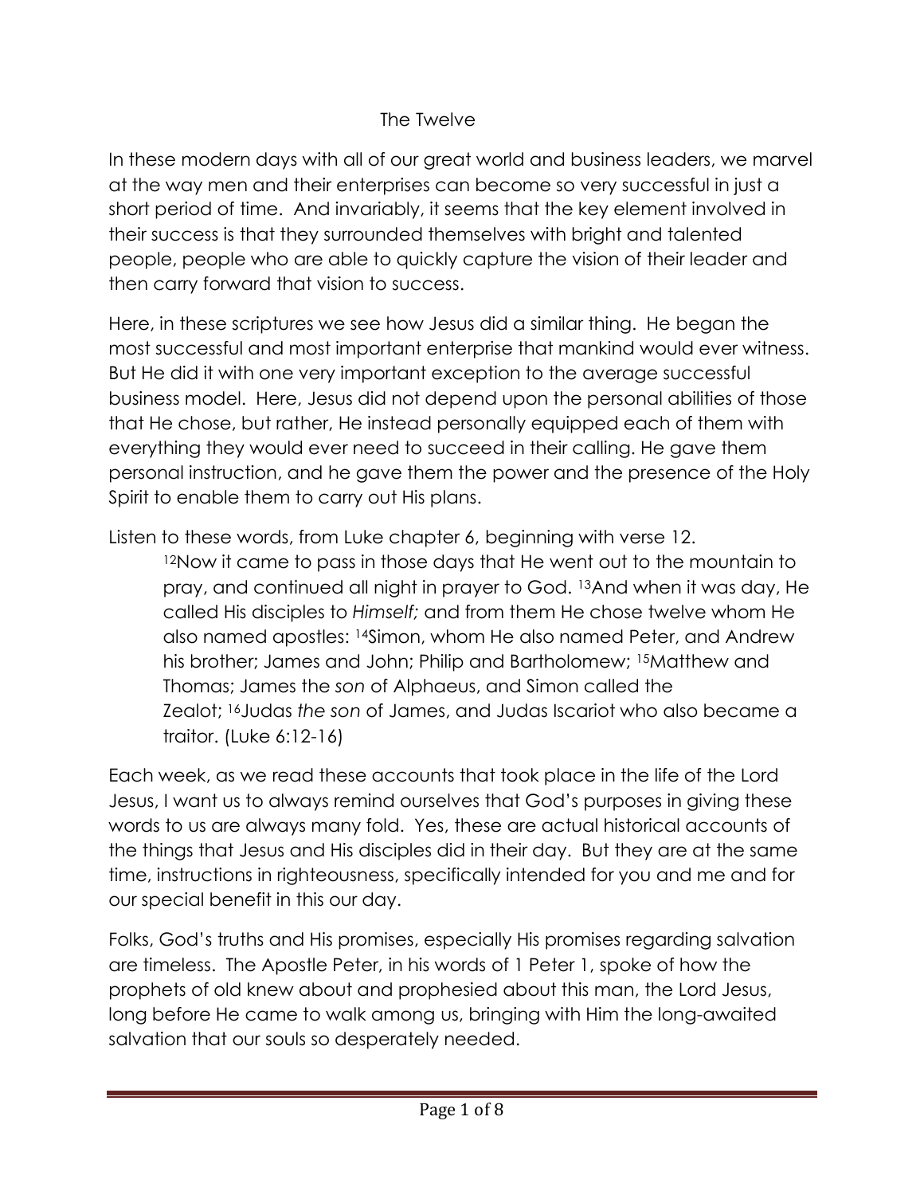# The Twelve

In these modern days with all of our great world and business leaders, we marvel at the way men and their enterprises can become so very successful in just a short period of time. And invariably, it seems that the key element involved in their success is that they surrounded themselves with bright and talented people, people who are able to quickly capture the vision of their leader and then carry forward that vision to success.

Here, in these scriptures we see how Jesus did a similar thing. He began the most successful and most important enterprise that mankind would ever witness. But He did it with one very important exception to the average successful business model. Here, Jesus did not depend upon the personal abilities of those that He chose, but rather, He instead personally equipped each of them with everything they would ever need to succeed in their calling. He gave them personal instruction, and he gave them the power and the presence of the Holy Spirit to enable them to carry out His plans.

Listen to these words, from Luke chapter 6, beginning with verse 12.

> [12]Now it came to pass in those days that He went out to the mountain to pray, and continued all night in prayer to God. [13]And when it was day, He called His disciples to *Himself;* and from them He chose twelve whom He also named apostles: [14]Simon, whom He also named Peter, and Andrew his brother; James and John; Philip and Bartholomew; [15]Matthew and Thomas; James the *son* of Alphaeus, and Simon called the Zealot; [16]Judas *the son* of James, and Judas Iscariot who also became a traitor. (Luke 6:12-16)

Each week, as we read these accounts that took place in the life of the Lord Jesus, I want us to always remind ourselves that God's purposes in giving these words to us are always many fold. Yes, these are actual historical accounts of the things that Jesus and His disciples did in their day. But they are at the same time, instructions in righteousness, specifically intended for you and me and for our special benefit in this our day.

Folks, God's truths and His promises, especially His promises regarding salvation are timeless. The Apostle Peter, in his words of 1 Peter 1, spoke of how the prophets of old knew about and prophesied about this man, the Lord Jesus, long before He came to walk among us, bringing with Him the long-awaited salvation that our souls so desperately needed.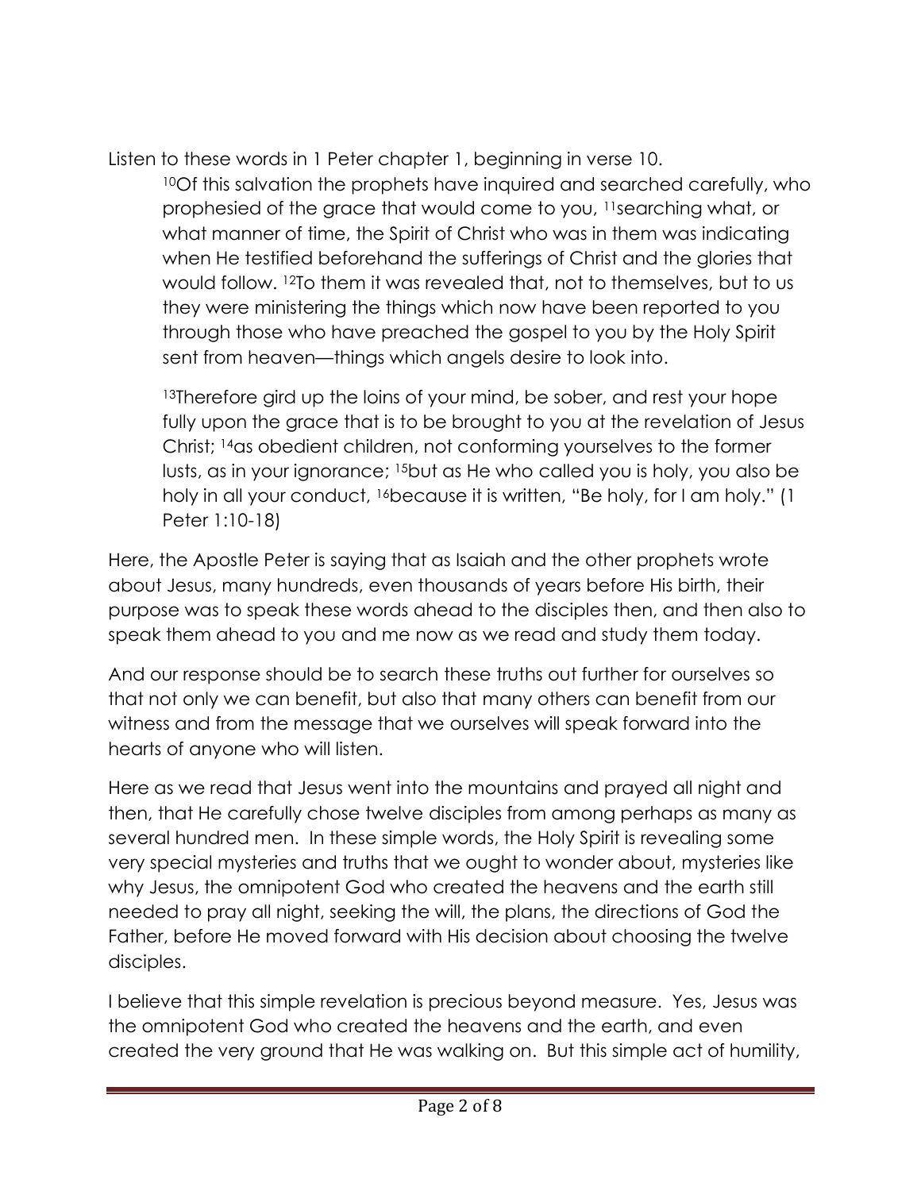Listen to these words in 1 Peter chapter 1, beginning in verse 10.

> [10]Of this salvation the prophets have inquired and searched carefully, who prophesied of the grace that would come to you, [11]searching what, or what manner of time, the Spirit of Christ who was in them was indicating when He testified beforehand the sufferings of Christ and the glories that would follow. [12]To them it was revealed that, not to themselves, but to us they were ministering the things which now have been reported to you through those who have preached the gospel to you by the Holy Spirit sent from heaven—things which angels desire to look into.
>
> [13]Therefore gird up the loins of your mind, be sober, and rest your hope fully upon the grace that is to be brought to you at the revelation of Jesus Christ; [14]as obedient children, not conforming yourselves to the former lusts, as in your ignorance; [15]but as He who called you is holy, you also be holy in all your conduct, [16]because it is written, "Be holy, for I am holy." (1 Peter 1:10-18)

Here, the Apostle Peter is saying that as Isaiah and the other prophets wrote about Jesus, many hundreds, even thousands of years before His birth, their purpose was to speak these words ahead to the disciples then, and then also to speak them ahead to you and me now as we read and study them today.

And our response should be to search these truths out further for ourselves so that not only we can benefit, but also that many others can benefit from our witness and from the message that we ourselves will speak forward into the hearts of anyone who will listen.

Here as we read that Jesus went into the mountains and prayed all night and then, that He carefully chose twelve disciples from among perhaps as many as several hundred men. In these simple words, the Holy Spirit is revealing some very special mysteries and truths that we ought to wonder about, mysteries like why Jesus, the omnipotent God who created the heavens and the earth still needed to pray all night, seeking the will, the plans, the directions of God the Father, before He moved forward with His decision about choosing the twelve disciples.

I believe that this simple revelation is precious beyond measure. Yes, Jesus was the omnipotent God who created the heavens and the earth, and even created the very ground that He was walking on. But this simple act of humility,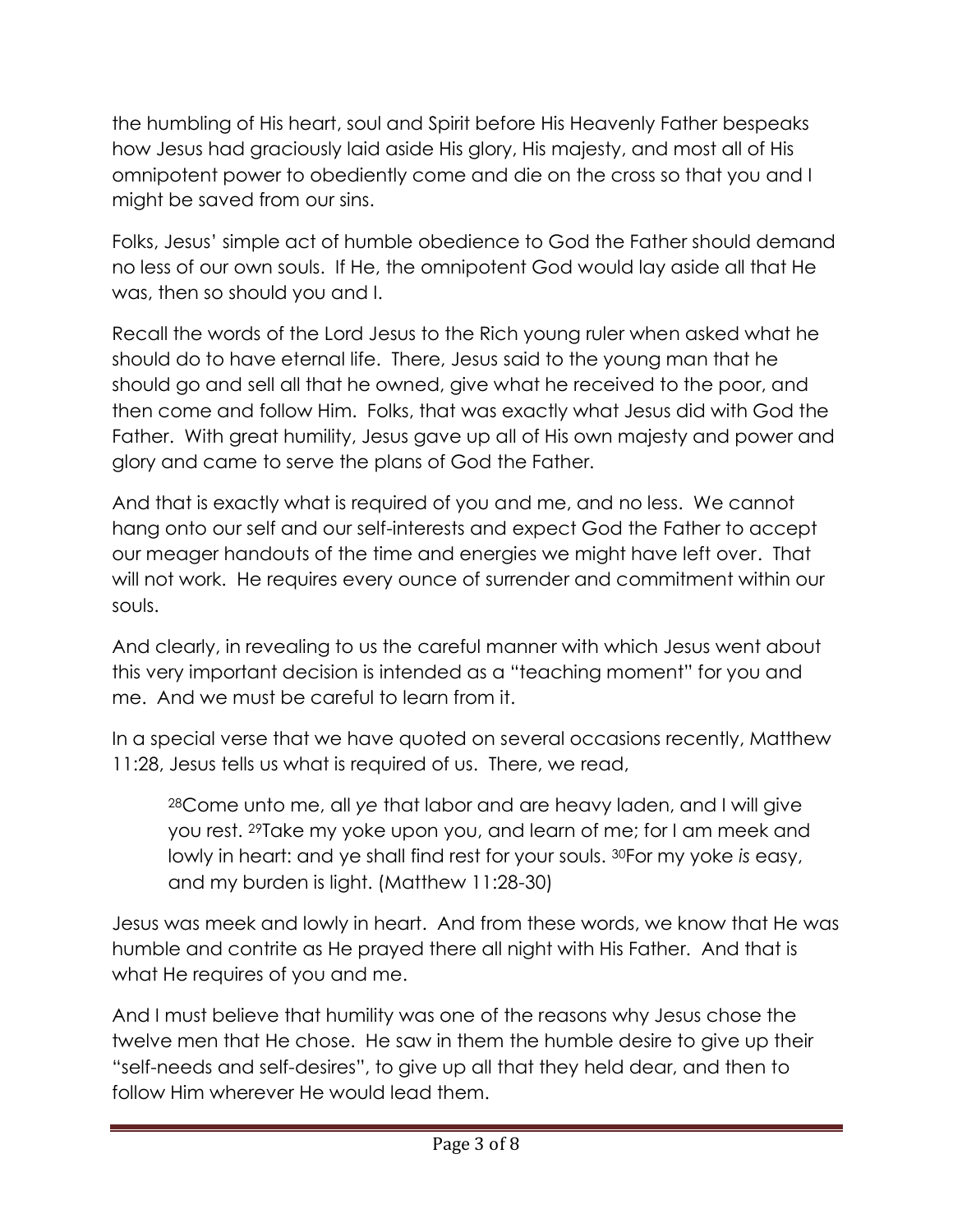the humbling of His heart, soul and Spirit before His Heavenly Father bespeaks how Jesus had graciously laid aside His glory, His majesty, and most all of His omnipotent power to obediently come and die on the cross so that you and I might be saved from our sins.

Folks, Jesus' simple act of humble obedience to God the Father should demand no less of our own souls. If He, the omnipotent God would lay aside all that He was, then so should you and I.

Recall the words of the Lord Jesus to the Rich young ruler when asked what he should do to have eternal life. There, Jesus said to the young man that he should go and sell all that he owned, give what he received to the poor, and then come and follow Him. Folks, that was exactly what Jesus did with God the Father. With great humility, Jesus gave up all of His own majesty and power and glory and came to serve the plans of God the Father.

And that is exactly what is required of you and me, and no less. We cannot hang onto our self and our self-interests and expect God the Father to accept our meager handouts of the time and energies we might have left over. That will not work. He requires every ounce of surrender and commitment within our souls.

And clearly, in revealing to us the careful manner with which Jesus went about this very important decision is intended as a "teaching moment" for you and me. And we must be careful to learn from it.

In a special verse that we have quoted on several occasions recently, Matthew 11:28, Jesus tells us what is required of us. There, we read,

> [28]Come unto me, all *ye* that labor and are heavy laden, and I will give you rest. [29]Take my yoke upon you, and learn of me; for I am meek and lowly in heart: and ye shall find rest for your souls. [30]For my yoke *is* easy, and my burden is light. (Matthew 11:28-30)

Jesus was meek and lowly in heart. And from these words, we know that He was humble and contrite as He prayed there all night with His Father. And that is what He requires of you and me.

And I must believe that humility was one of the reasons why Jesus chose the twelve men that He chose. He saw in them the humble desire to give up their "self-needs and self-desires", to give up all that they held dear, and then to follow Him wherever He would lead them.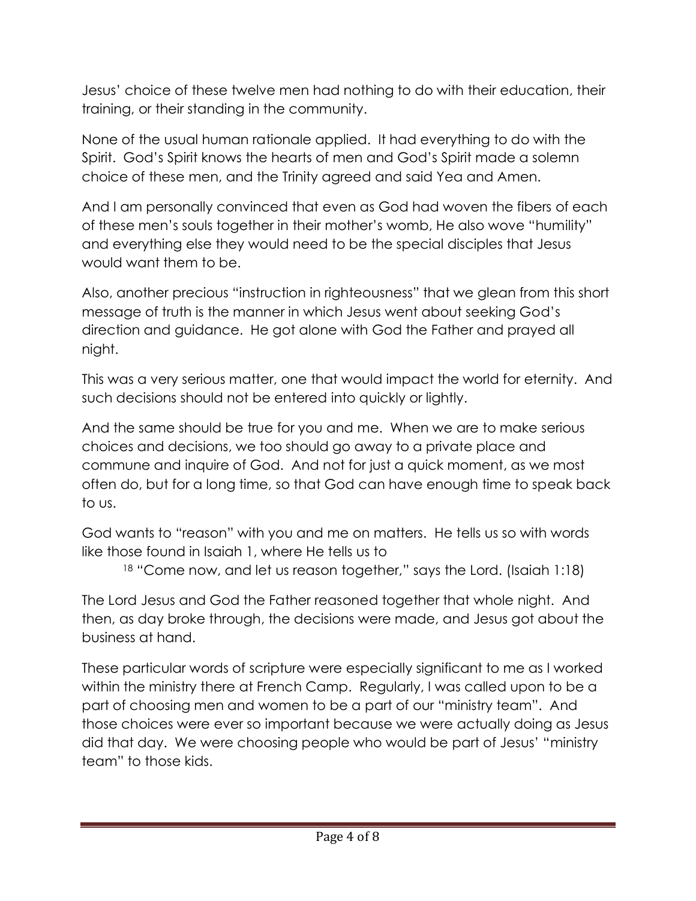Jesus' choice of these twelve men had nothing to do with their education, their training, or their standing in the community.

None of the usual human rationale applied. It had everything to do with the Spirit. God's Spirit knows the hearts of men and God's Spirit made a solemn choice of these men, and the Trinity agreed and said Yea and Amen.

And I am personally convinced that even as God had woven the fibers of each of these men's souls together in their mother's womb, He also wove "humility" and everything else they would need to be the special disciples that Jesus would want them to be.

Also, another precious "instruction in righteousness" that we glean from this short message of truth is the manner in which Jesus went about seeking God's direction and guidance. He got alone with God the Father and prayed all night.

This was a very serious matter, one that would impact the world for eternity. And such decisions should not be entered into quickly or lightly.

And the same should be true for you and me. When we are to make serious choices and decisions, we too should go away to a private place and commune and inquire of God. And not for just a quick moment, as we most often do, but for a long time, so that God can have enough time to speak back to us.

God wants to "reason" with you and me on matters. He tells us so with words like those found in Isaiah 1, where He tells us to

> [18] "Come now, and let us reason together," says the Lord. (Isaiah 1:18)

The Lord Jesus and God the Father reasoned together that whole night. And then, as day broke through, the decisions were made, and Jesus got about the business at hand.

These particular words of scripture were especially significant to me as I worked within the ministry there at French Camp. Regularly, I was called upon to be a part of choosing men and women to be a part of our "ministry team". And those choices were ever so important because we were actually doing as Jesus did that day. We were choosing people who would be part of Jesus' "ministry team" to those kids.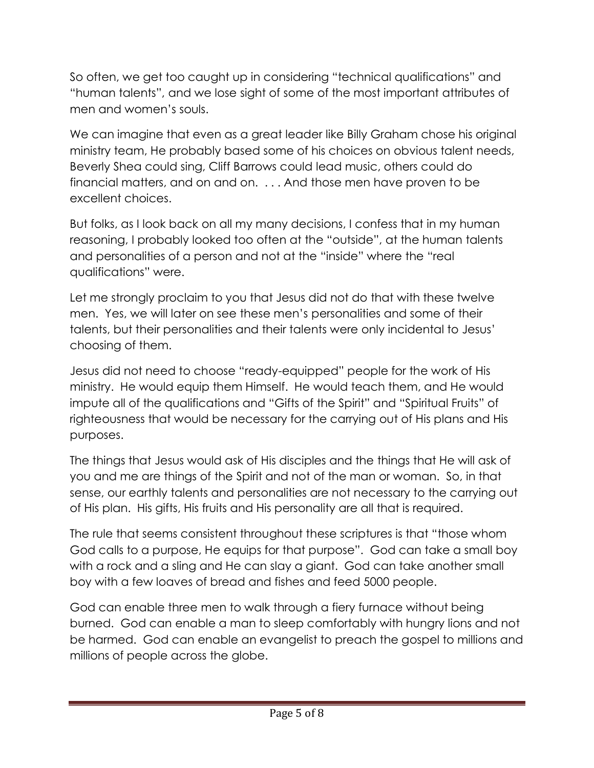So often, we get too caught up in considering "technical qualifications" and "human talents", and we lose sight of some of the most important attributes of men and women's souls.

We can imagine that even as a great leader like Billy Graham chose his original ministry team, He probably based some of his choices on obvious talent needs, Beverly Shea could sing, Cliff Barrows could lead music, others could do financial matters, and on and on. . . . And those men have proven to be excellent choices.

But folks, as I look back on all my many decisions, I confess that in my human reasoning, I probably looked too often at the "outside", at the human talents and personalities of a person and not at the "inside" where the "real qualifications" were.

Let me strongly proclaim to you that Jesus did not do that with these twelve men. Yes, we will later on see these men's personalities and some of their talents, but their personalities and their talents were only incidental to Jesus' choosing of them.

Jesus did not need to choose "ready-equipped" people for the work of His ministry. He would equip them Himself. He would teach them, and He would impute all of the qualifications and "Gifts of the Spirit" and "Spiritual Fruits" of righteousness that would be necessary for the carrying out of His plans and His purposes.

The things that Jesus would ask of His disciples and the things that He will ask of you and me are things of the Spirit and not of the man or woman. So, in that sense, our earthly talents and personalities are not necessary to the carrying out of His plan. His gifts, His fruits and His personality are all that is required.

The rule that seems consistent throughout these scriptures is that "those whom God calls to a purpose, He equips for that purpose". God can take a small boy with a rock and a sling and He can slay a giant. God can take another small boy with a few loaves of bread and fishes and feed 5000 people.

God can enable three men to walk through a fiery furnace without being burned. God can enable a man to sleep comfortably with hungry lions and not be harmed. God can enable an evangelist to preach the gospel to millions and millions of people across the globe.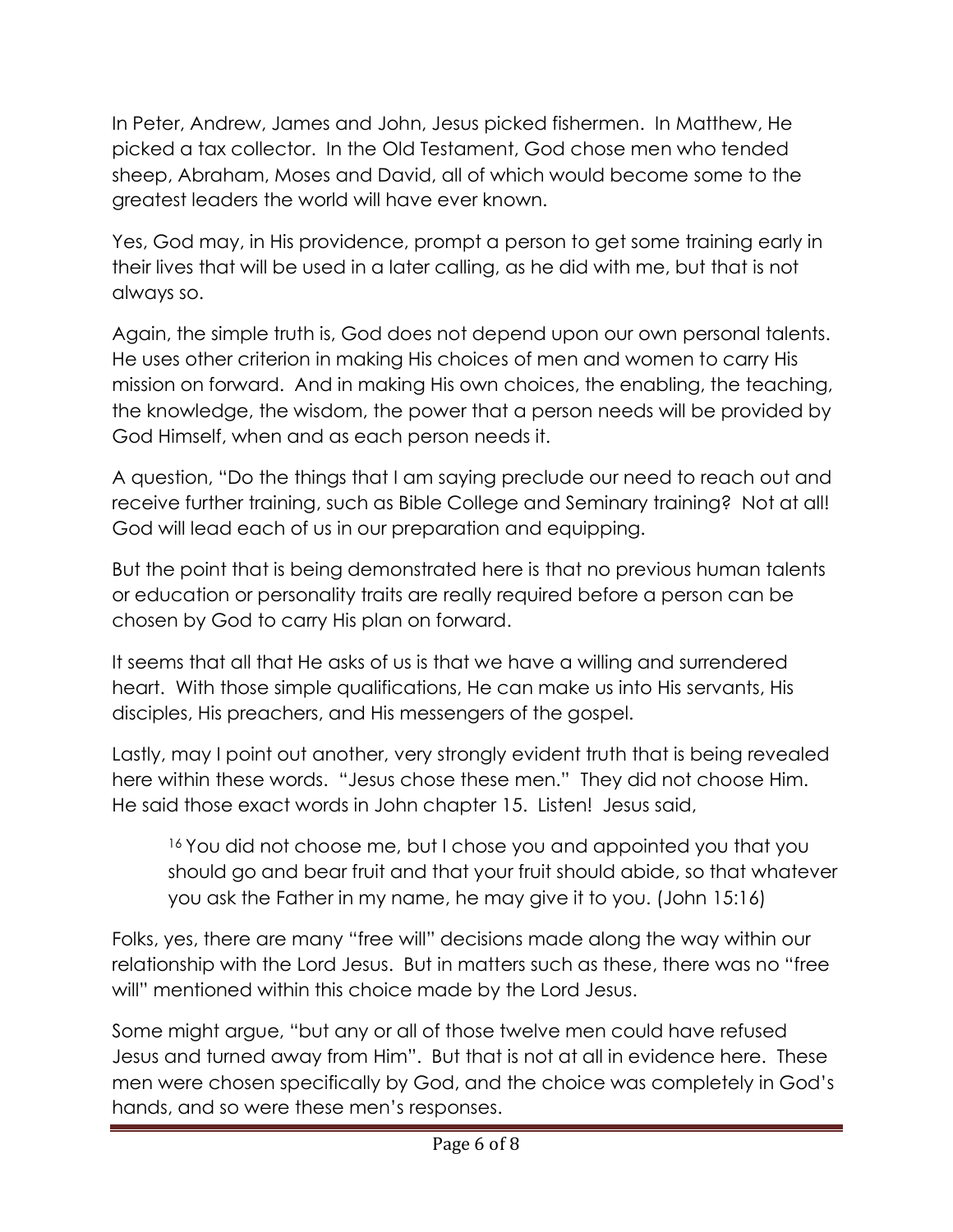In Peter, Andrew, James and John, Jesus picked fishermen. In Matthew, He picked a tax collector. In the Old Testament, God chose men who tended sheep, Abraham, Moses and David, all of which would become some to the greatest leaders the world will have ever known.

Yes, God may, in His providence, prompt a person to get some training early in their lives that will be used in a later calling, as he did with me, but that is not always so.

Again, the simple truth is, God does not depend upon our own personal talents. He uses other criterion in making His choices of men and women to carry His mission on forward. And in making His own choices, the enabling, the teaching, the knowledge, the wisdom, the power that a person needs will be provided by God Himself, when and as each person needs it.

A question, "Do the things that I am saying preclude our need to reach out and receive further training, such as Bible College and Seminary training? Not at all! God will lead each of us in our preparation and equipping.

But the point that is being demonstrated here is that no previous human talents or education or personality traits are really required before a person can be chosen by God to carry His plan on forward.

It seems that all that He asks of us is that we have a willing and surrendered heart. With those simple qualifications, He can make us into His servants, His disciples, His preachers, and His messengers of the gospel.

Lastly, may I point out another, very strongly evident truth that is being revealed here within these words. "Jesus chose these men." They did not choose Him. He said those exact words in John chapter 15. Listen! Jesus said,

> [16] You did not choose me, but I chose you and appointed you that you should go and bear fruit and that your fruit should abide, so that whatever you ask the Father in my name, he may give it to you. (John 15:16)

Folks, yes, there are many "free will" decisions made along the way within our relationship with the Lord Jesus. But in matters such as these, there was no "free will" mentioned within this choice made by the Lord Jesus.

Some might argue, "but any or all of those twelve men could have refused Jesus and turned away from Him". But that is not at all in evidence here. These men were chosen specifically by God, and the choice was completely in God's hands, and so were these men's responses.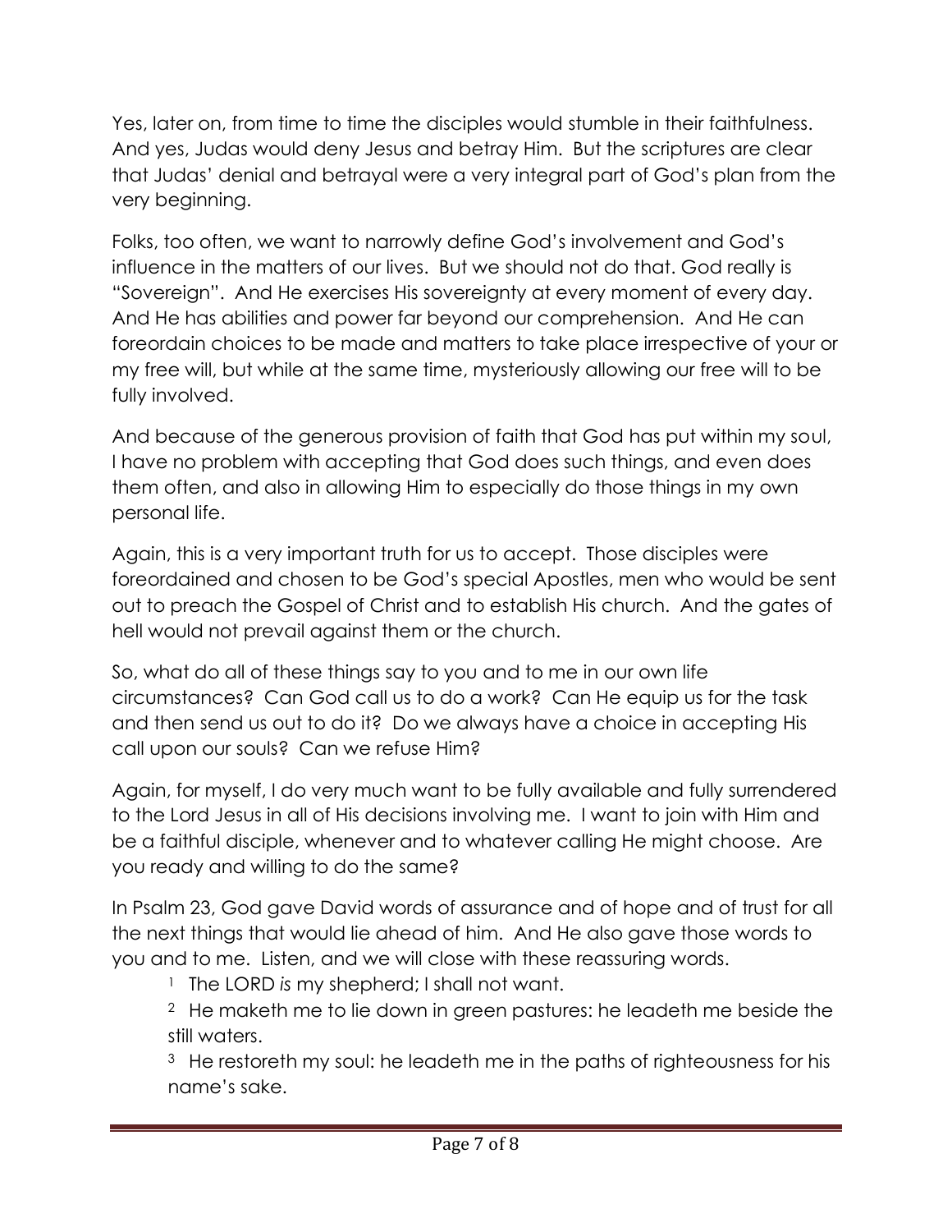Yes, later on, from time to time the disciples would stumble in their faithfulness. And yes, Judas would deny Jesus and betray Him. But the scriptures are clear that Judas' denial and betrayal were a very integral part of God's plan from the very beginning.

Folks, too often, we want to narrowly define God's involvement and God's influence in the matters of our lives. But we should not do that. God really is "Sovereign". And He exercises His sovereignty at every moment of every day. And He has abilities and power far beyond our comprehension. And He can foreordain choices to be made and matters to take place irrespective of your or my free will, but while at the same time, mysteriously allowing our free will to be fully involved.

And because of the generous provision of faith that God has put within my soul, I have no problem with accepting that God does such things, and even does them often, and also in allowing Him to especially do those things in my own personal life.

Again, this is a very important truth for us to accept. Those disciples were foreordained and chosen to be God's special Apostles, men who would be sent out to preach the Gospel of Christ and to establish His church. And the gates of hell would not prevail against them or the church.

So, what do all of these things say to you and to me in our own life circumstances? Can God call us to do a work? Can He equip us for the task and then send us out to do it? Do we always have a choice in accepting His call upon our souls? Can we refuse Him?

Again, for myself, I do very much want to be fully available and fully surrendered to the Lord Jesus in all of His decisions involving me. I want to join with Him and be a faithful disciple, whenever and to whatever calling He might choose. Are you ready and willing to do the same?

In Psalm 23, God gave David words of assurance and of hope and of trust for all the next things that would lie ahead of him. And He also gave those words to you and to me. Listen, and we will close with these reassuring words.

> [1] The LORD *is* my shepherd; I shall not want.
>
> [2] He maketh me to lie down in green pastures: he leadeth me beside the still waters.
>
> [3] He restoreth my soul: he leadeth me in the paths of righteousness for his name's sake.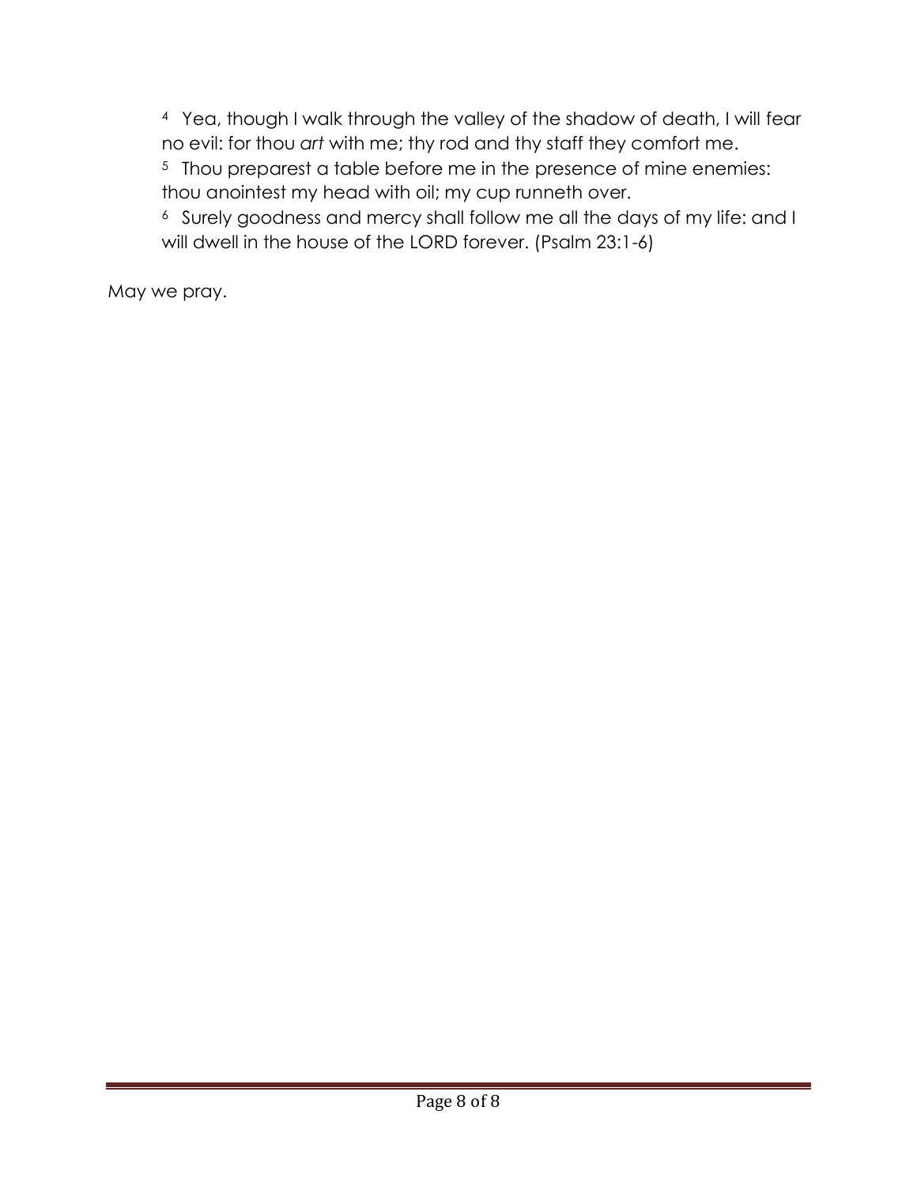[4] Yea, though I walk through the valley of the shadow of death, I will fear no evil: for thou *art* with me; thy rod and thy staff they comfort me.

[5] Thou preparest a table before me in the presence of mine enemies: thou anointest my head with oil; my cup runneth over.

[6] Surely goodness and mercy shall follow me all the days of my life: and I will dwell in the house of the LORD forever. (Psalm 23:1-6)

May we pray.